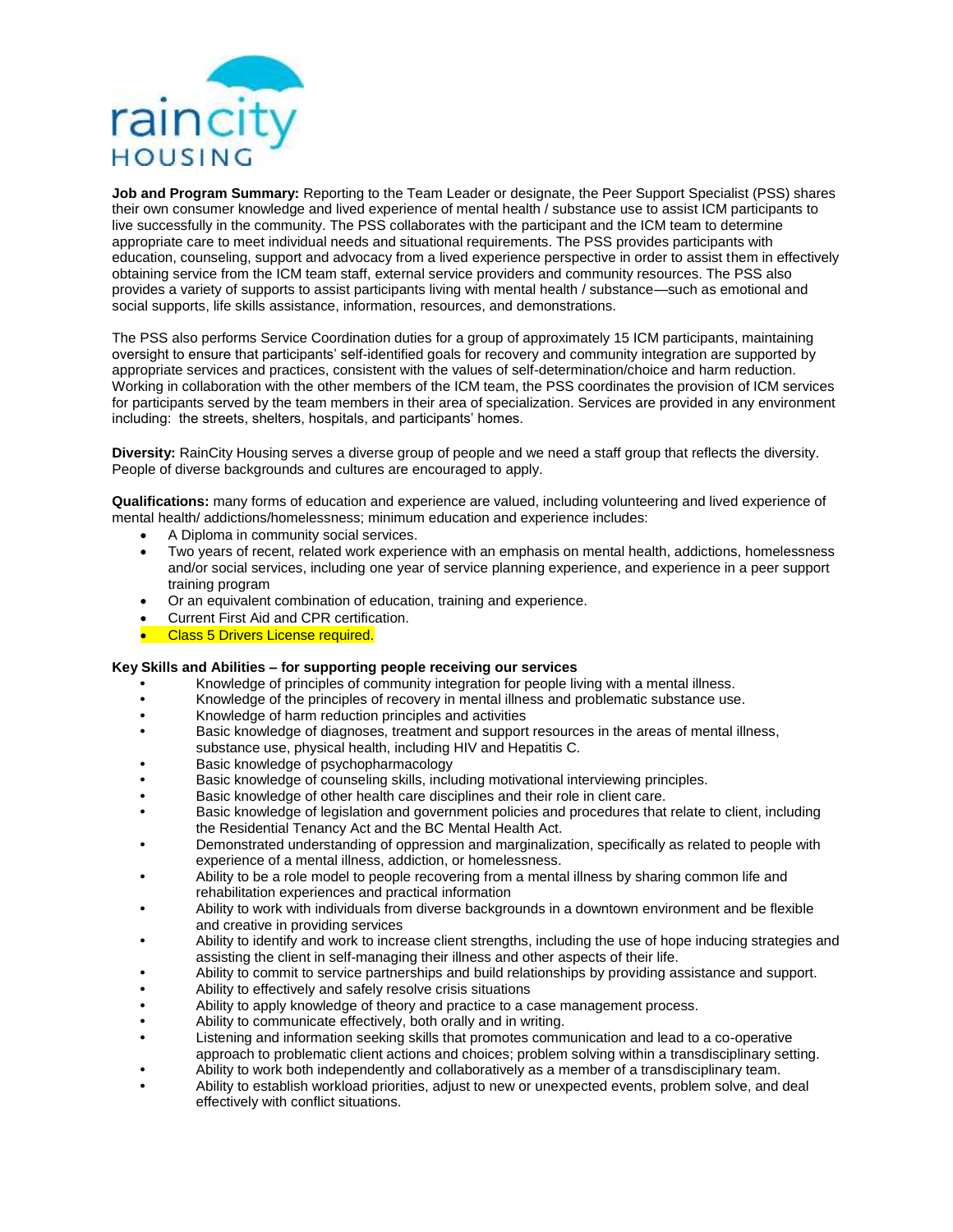**Job and Program Summary:** Reporting to the Team Leader or designate, the Peer Support Specialist (PSS) shares their own consumer knowledge and lived experience of mental health / substance use to assist ICM participants to live successfully in the community. The PSS collaborates with the participant and the ICM team to determine appropriate care to meet individual needs and situational requirements. The PSS provides participants with education, counseling, support and advocacy from a lived experience perspective in order to assist them in effectively obtaining service from the ICM team staff, external service providers and community resources. The PSS also provides a variety of supports to assist participants living with mental health / substance—such as emotional and social supports, life skills assistance, information, resources, and demonstrations.

The PSS also performs Service Coordination duties for a group of approximately 15 ICM participants, maintaining oversight to ensure that participants' self-identified goals for recovery and community integration are supported by appropriate services and practices, consistent with the values of self-determination/choice and harm reduction. Working in collaboration with the other members of the ICM team, the PSS coordinates the provision of ICM services for participants served by the team members in their area of specialization. Services are provided in any environment including: the streets, shelters, hospitals, and participants' homes.

**Diversity:** RainCity Housing serves a diverse group of people and we need a staff group that reflects the diversity. People of diverse backgrounds and cultures are encouraged to apply.

**Qualifications:** many forms of education and experience are valued, including volunteering and lived experience of mental health/ addictions/homelessness; minimum education and experience includes:

- A Diploma in community social services.
- Two years of recent, related work experience with an emphasis on mental health, addictions, homelessness and/or social services, including one year of service planning experience, and experience in a peer support training program
- Or an equivalent combination of education, training and experience.
- Current First Aid and CPR certification.
- Class 5 Drivers License required.

**Key Skills and Abilities – for supporting people receiving our services**

- Knowledge of principles of community integration for people living with a mental illness.
- Knowledge of the principles of recovery in mental illness and problematic substance use.
- Knowledge of harm reduction principles and activities
- Basic knowledge of diagnoses, treatment and support resources in the areas of mental illness, substance use, physical health, including HIV and Hepatitis C.
- Basic knowledge of psychopharmacology
- Basic knowledge of counseling skills, including motivational interviewing principles.
- Basic knowledge of other health care disciplines and their role in client care.
- Basic knowledge of legislation and government policies and procedures that relate to client, including the Residential Tenancy Act and the BC Mental Health Act.
- Demonstrated understanding of oppression and marginalization, specifically as related to people with experience of a mental illness, addiction, or homelessness.
- Ability to be a role model to people recovering from a mental illness by sharing common life and rehabilitation experiences and practical information
- Ability to work with individuals from diverse backgrounds in a downtown environment and be flexible and creative in providing services
- Ability to identify and work to increase client strengths, including the use of hope inducing strategies and assisting the client in self-managing their illness and other aspects of their life.
- Ability to commit to service partnerships and build relationships by providing assistance and support.
- Ability to effectively and safely resolve crisis situations
- Ability to apply knowledge of theory and practice to a case management process.
- Ability to communicate effectively, both orally and in writing.
- Listening and information seeking skills that promotes communication and lead to a co-operative approach to problematic client actions and choices; problem solving within a transdisciplinary setting.
- Ability to work both independently and collaboratively as a member of a transdisciplinary team.
- Ability to establish workload priorities, adjust to new or unexpected events, problem solve, and deal effectively with conflict situations.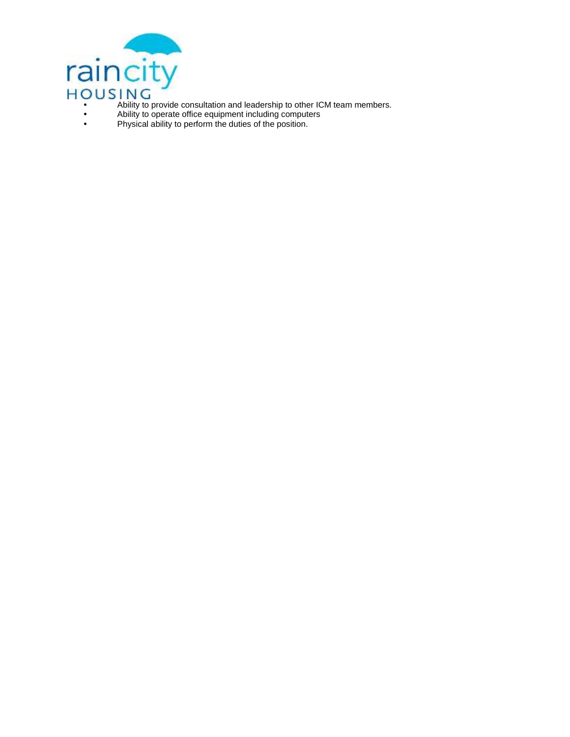- Ability to provide consultation and leadership to other ICM team members.
- Ability to operate office equipment including computers
- Physical ability to perform the duties of the position.